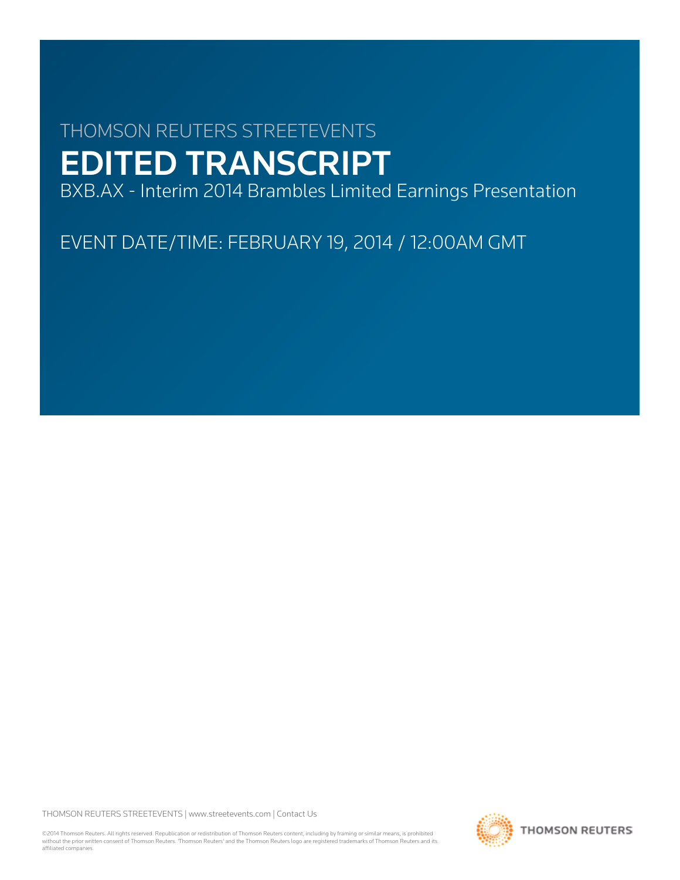THOMSON REUTERS STREETEVENTS

# EDITED TRANSCRIPT

BXB.AX - Interim 2014 Brambles Limited Earnings Presentation

EVENT DATE/TIME: FEBRUARY 19, 2014 / 12:00AM GMT

THOMSON REUTERS STREETEVENTS | www.streetevents.com | Contact Us

©2014 Thomson Reuters. All rights reserved. Republication or redistribution of Thomson Reuters content, including by framing or similar means, is prohibited without the prior written consent of Thomson Reuters. 'Thomson Reuters' and the Thomson Reuters logo are registered trademarks of Thomson Reuters and its affiliated companies.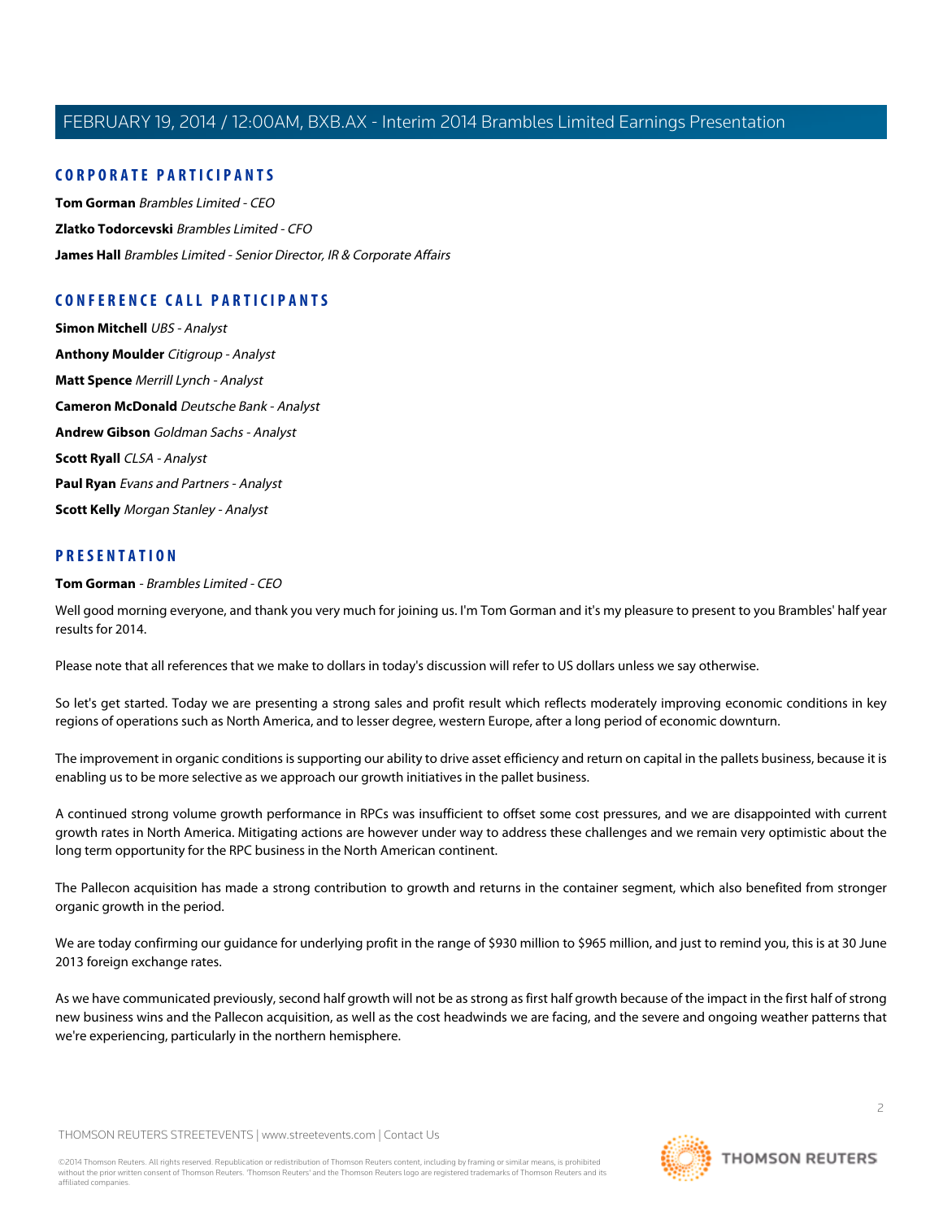## CORPORATE PARTICIPANTS

**Tom Gorman** *Brambles Limited - CEO*

**Zlatko Todorcevski** *Brambles Limited - CFO*

**James Hall** *Brambles Limited - Senior Director, IR & Corporate Affairs*

## CONFERENCE CALL PARTICIPANTS

**Simon Mitchell** *UBS - Analyst*

**Anthony Moulder** *Citigroup - Analyst*

**Matt Spence** *Merrill Lynch - Analyst*

**Cameron McDonald** *Deutsche Bank - Analyst*

**Andrew Gibson** *Goldman Sachs - Analyst*

**Scott Ryall** *CLSA - Analyst*

**Paul Ryan** *Evans and Partners - Analyst*

**Scott Kelly** *Morgan Stanley - Analyst*

## PRESENTATION

**Tom Gorman** *- Brambles Limited - CEO*

Well good morning everyone, and thank you very much for joining us. I'm Tom Gorman and it's my pleasure to present to you Brambles' half year results for 2014.

Please note that all references that we make to dollars in today's discussion will refer to US dollars unless we say otherwise.

So let's get started. Today we are presenting a strong sales and profit result which reflects moderately improving economic conditions in key regions of operations such as North America, and to lesser degree, western Europe, after a long period of economic downturn.

The improvement in organic conditions is supporting our ability to drive asset efficiency and return on capital in the pallets business, because it is enabling us to be more selective as we approach our growth initiatives in the pallet business.

A continued strong volume growth performance in RPCs was insufficient to offset some cost pressures, and we are disappointed with current growth rates in North America. Mitigating actions are however under way to address these challenges and we remain very optimistic about the long term opportunity for the RPC business in the North American continent.

The Pallecon acquisition has made a strong contribution to growth and returns in the container segment, which also benefited from stronger organic growth in the period.

We are today confirming our guidance for underlying profit in the range of $930 million to $965 million, and just to remind you, this is at 30 June 2013 foreign exchange rates.

As we have communicated previously, second half growth will not be as strong as first half growth because of the impact in the first half of strong new business wins and the Pallecon acquisition, as well as the cost headwinds we are facing, and the severe and ongoing weather patterns that we're experiencing, particularly in the northern hemisphere.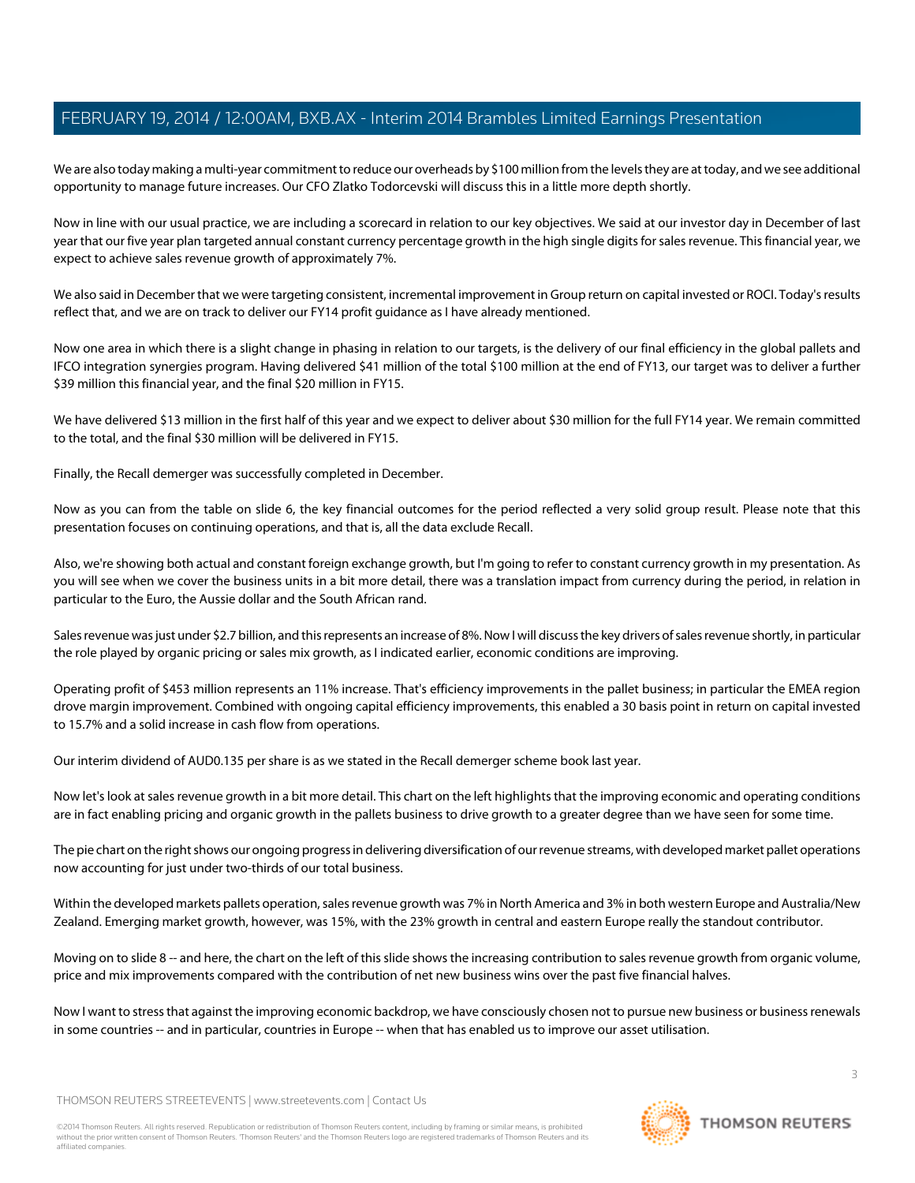We are also today making a multi-year commitment to reduce our overheads by $100 million from the levels they are at today, and we see additional opportunity to manage future increases. Our CFO Zlatko Todorcevski will discuss this in a little more depth shortly.

Now in line with our usual practice, we are including a scorecard in relation to our key objectives. We said at our investor day in December of last year that our five year plan targeted annual constant currency percentage growth in the high single digits for sales revenue. This financial year, we expect to achieve sales revenue growth of approximately 7%.

We also said in December that we were targeting consistent, incremental improvement in Group return on capital invested or ROCI. Today's results reflect that, and we are on track to deliver our FY14 profit guidance as I have already mentioned.

Now one area in which there is a slight change in phasing in relation to our targets, is the delivery of our final efficiency in the global pallets and IFCO integration synergies program. Having delivered $41 million of the total $100 million at the end of FY13, our target was to deliver a further $39 million this financial year, and the final $20 million in FY15.

We have delivered $13 million in the first half of this year and we expect to deliver about $30 million for the full FY14 year. We remain committed to the total, and the final $30 million will be delivered in FY15.

Finally, the Recall demerger was successfully completed in December.

Now as you can from the table on slide 6, the key financial outcomes for the period reflected a very solid group result. Please note that this presentation focuses on continuing operations, and that is, all the data exclude Recall.

Also, we're showing both actual and constant foreign exchange growth, but I'm going to refer to constant currency growth in my presentation. As you will see when we cover the business units in a bit more detail, there was a translation impact from currency during the period, in relation in particular to the Euro, the Aussie dollar and the South African rand.

Sales revenue was just under $2.7 billion, and this represents an increase of 8%. Now I will discuss the key drivers of sales revenue shortly, in particular the role played by organic pricing or sales mix growth, as I indicated earlier, economic conditions are improving.

Operating profit of $453 million represents an 11% increase. That's efficiency improvements in the pallet business; in particular the EMEA region drove margin improvement. Combined with ongoing capital efficiency improvements, this enabled a 30 basis point in return on capital invested to 15.7% and a solid increase in cash flow from operations.

Our interim dividend of AUD0.135 per share is as we stated in the Recall demerger scheme book last year.

Now let's look at sales revenue growth in a bit more detail. This chart on the left highlights that the improving economic and operating conditions are in fact enabling pricing and organic growth in the pallets business to drive growth to a greater degree than we have seen for some time.

The pie chart on the right shows our ongoing progress in delivering diversification of our revenue streams, with developed market pallet operations now accounting for just under two-thirds of our total business.

Within the developed markets pallets operation, sales revenue growth was 7% in North America and 3% in both western Europe and Australia/New Zealand. Emerging market growth, however, was 15%, with the 23% growth in central and eastern Europe really the standout contributor.

Moving on to slide 8 -- and here, the chart on the left of this slide shows the increasing contribution to sales revenue growth from organic volume, price and mix improvements compared with the contribution of net new business wins over the past five financial halves.

Now I want to stress that against the improving economic backdrop, we have consciously chosen not to pursue new business or business renewals in some countries -- and in particular, countries in Europe -- when that has enabled us to improve our asset utilisation.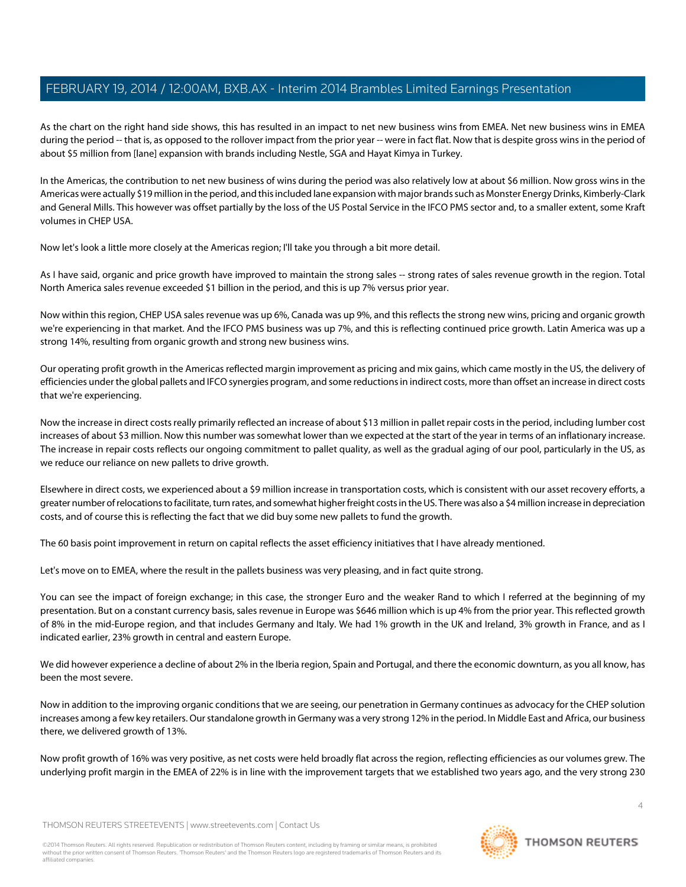As the chart on the right hand side shows, this has resulted in an impact to net new business wins from EMEA. Net new business wins in EMEA during the period -- that is, as opposed to the rollover impact from the prior year -- were in fact flat. Now that is despite gross wins in the period of about $5 million from [lane] expansion with brands including Nestle, SGA and Hayat Kimya in Turkey.

In the Americas, the contribution to net new business of wins during the period was also relatively low at about $6 million. Now gross wins in the Americas were actually $19 million in the period, and this included lane expansion with major brands such as Monster Energy Drinks, Kimberly-Clark and General Mills. This however was offset partially by the loss of the US Postal Service in the IFCO PMS sector and, to a smaller extent, some Kraft volumes in CHEP USA.

Now let's look a little more closely at the Americas region; I'll take you through a bit more detail.

As I have said, organic and price growth have improved to maintain the strong sales -- strong rates of sales revenue growth in the region. Total North America sales revenue exceeded $1 billion in the period, and this is up 7% versus prior year.

Now within this region, CHEP USA sales revenue was up 6%, Canada was up 9%, and this reflects the strong new wins, pricing and organic growth we're experiencing in that market. And the IFCO PMS business was up 7%, and this is reflecting continued price growth. Latin America was up a strong 14%, resulting from organic growth and strong new business wins.

Our operating profit growth in the Americas reflected margin improvement as pricing and mix gains, which came mostly in the US, the delivery of efficiencies under the global pallets and IFCO synergies program, and some reductions in indirect costs, more than offset an increase in direct costs that we're experiencing.

Now the increase in direct costs really primarily reflected an increase of about $13 million in pallet repair costs in the period, including lumber cost increases of about $3 million. Now this number was somewhat lower than we expected at the start of the year in terms of an inflationary increase. The increase in repair costs reflects our ongoing commitment to pallet quality, as well as the gradual aging of our pool, particularly in the US, as we reduce our reliance on new pallets to drive growth.

Elsewhere in direct costs, we experienced about a $9 million increase in transportation costs, which is consistent with our asset recovery efforts, a greater number of relocations to facilitate, turn rates, and somewhat higher freight costs in the US. There was also a $4 million increase in depreciation costs, and of course this is reflecting the fact that we did buy some new pallets to fund the growth.

The 60 basis point improvement in return on capital reflects the asset efficiency initiatives that I have already mentioned.

Let's move on to EMEA, where the result in the pallets business was very pleasing, and in fact quite strong.

You can see the impact of foreign exchange; in this case, the stronger Euro and the weaker Rand to which I referred at the beginning of my presentation. But on a constant currency basis, sales revenue in Europe was $646 million which is up 4% from the prior year. This reflected growth of 8% in the mid-Europe region, and that includes Germany and Italy. We had 1% growth in the UK and Ireland, 3% growth in France, and as I indicated earlier, 23% growth in central and eastern Europe.

We did however experience a decline of about 2% in the Iberia region, Spain and Portugal, and there the economic downturn, as you all know, has been the most severe.

Now in addition to the improving organic conditions that we are seeing, our penetration in Germany continues as advocacy for the CHEP solution increases among a few key retailers. Our standalone growth in Germany was a very strong 12% in the period. In Middle East and Africa, our business there, we delivered growth of 13%.

Now profit growth of 16% was very positive, as net costs were held broadly flat across the region, reflecting efficiencies as our volumes grew. The underlying profit margin in the EMEA of 22% is in line with the improvement targets that we established two years ago, and the very strong 230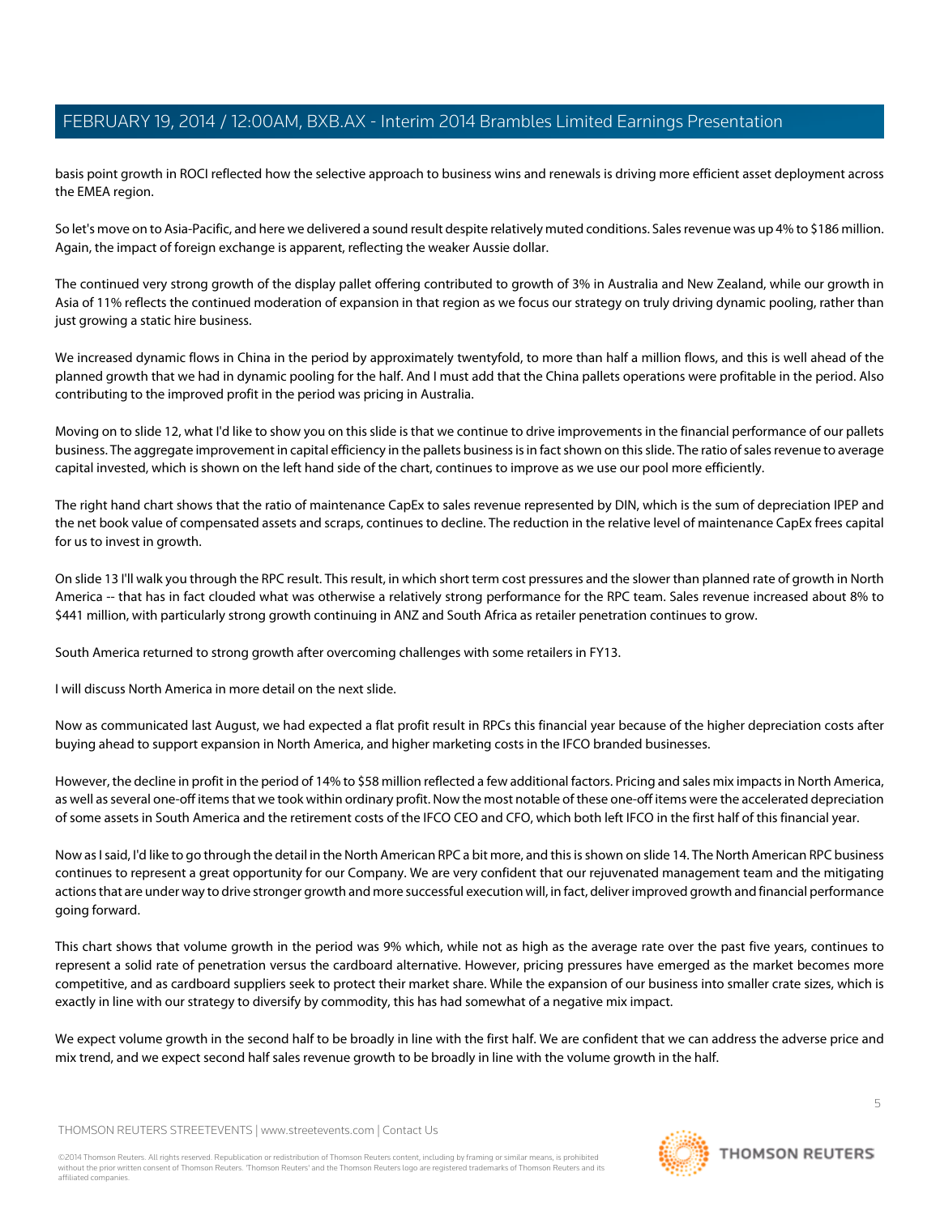basis point growth in ROCI reflected how the selective approach to business wins and renewals is driving more efficient asset deployment across the EMEA region.

So let's move on to Asia-Pacific, and here we delivered a sound result despite relatively muted conditions. Sales revenue was up 4% to $186 million. Again, the impact of foreign exchange is apparent, reflecting the weaker Aussie dollar.

The continued very strong growth of the display pallet offering contributed to growth of 3% in Australia and New Zealand, while our growth in Asia of 11% reflects the continued moderation of expansion in that region as we focus our strategy on truly driving dynamic pooling, rather than just growing a static hire business.

We increased dynamic flows in China in the period by approximately twentyfold, to more than half a million flows, and this is well ahead of the planned growth that we had in dynamic pooling for the half. And I must add that the China pallets operations were profitable in the period. Also contributing to the improved profit in the period was pricing in Australia.

Moving on to slide 12, what I'd like to show you on this slide is that we continue to drive improvements in the financial performance of our pallets business. The aggregate improvement in capital efficiency in the pallets business is in fact shown on this slide. The ratio of sales revenue to average capital invested, which is shown on the left hand side of the chart, continues to improve as we use our pool more efficiently.

The right hand chart shows that the ratio of maintenance CapEx to sales revenue represented by DIN, which is the sum of depreciation IPEP and the net book value of compensated assets and scraps, continues to decline. The reduction in the relative level of maintenance CapEx frees capital for us to invest in growth.

On slide 13 I'll walk you through the RPC result. This result, in which short term cost pressures and the slower than planned rate of growth in North America -- that has in fact clouded what was otherwise a relatively strong performance for the RPC team. Sales revenue increased about 8% to $441 million, with particularly strong growth continuing in ANZ and South Africa as retailer penetration continues to grow.

South America returned to strong growth after overcoming challenges with some retailers in FY13.

I will discuss North America in more detail on the next slide.

Now as communicated last August, we had expected a flat profit result in RPCs this financial year because of the higher depreciation costs after buying ahead to support expansion in North America, and higher marketing costs in the IFCO branded businesses.

However, the decline in profit in the period of 14% to $58 million reflected a few additional factors. Pricing and sales mix impacts in North America, as well as several one-off items that we took within ordinary profit. Now the most notable of these one-off items were the accelerated depreciation of some assets in South America and the retirement costs of the IFCO CEO and CFO, which both left IFCO in the first half of this financial year.

Now as I said, I'd like to go through the detail in the North American RPC a bit more, and this is shown on slide 14. The North American RPC business continues to represent a great opportunity for our Company. We are very confident that our rejuvenated management team and the mitigating actions that are under way to drive stronger growth and more successful execution will, in fact, deliver improved growth and financial performance going forward.

This chart shows that volume growth in the period was 9% which, while not as high as the average rate over the past five years, continues to represent a solid rate of penetration versus the cardboard alternative. However, pricing pressures have emerged as the market becomes more competitive, and as cardboard suppliers seek to protect their market share. While the expansion of our business into smaller crate sizes, which is exactly in line with our strategy to diversify by commodity, this has had somewhat of a negative mix impact.

We expect volume growth in the second half to be broadly in line with the first half. We are confident that we can address the adverse price and mix trend, and we expect second half sales revenue growth to be broadly in line with the volume growth in the half.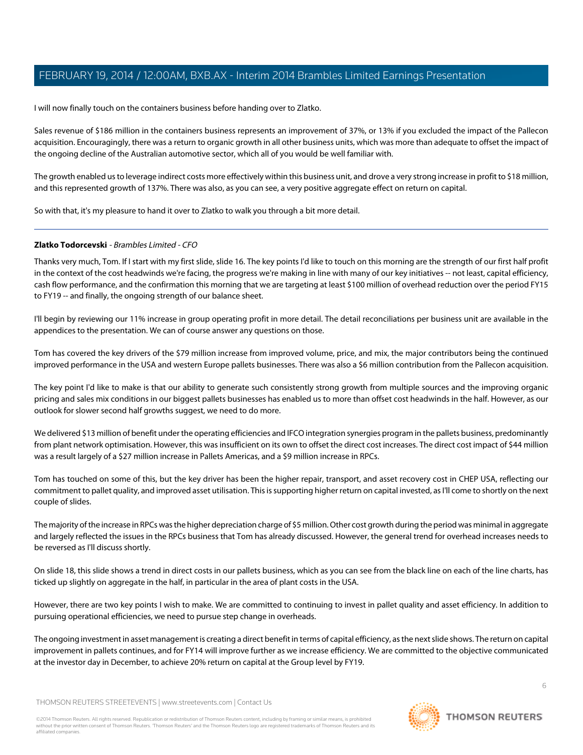I will now finally touch on the containers business before handing over to Zlatko.

Sales revenue of $186 million in the containers business represents an improvement of 37%, or 13% if you excluded the impact of the Pallecon acquisition. Encouragingly, there was a return to organic growth in all other business units, which was more than adequate to offset the impact of the ongoing decline of the Australian automotive sector, which all of you would be well familiar with.

The growth enabled us to leverage indirect costs more effectively within this business unit, and drove a very strong increase in profit to $18 million, and this represented growth of 137%. There was also, as you can see, a very positive aggregate effect on return on capital.

So with that, it's my pleasure to hand it over to Zlatko to walk you through a bit more detail.

---

**Zlatko Todorcevski** - *Brambles Limited - CFO*

Thanks very much, Tom. If I start with my first slide, slide 16. The key points I'd like to touch on this morning are the strength of our first half profit in the context of the cost headwinds we're facing, the progress we're making in line with many of our key initiatives -- not least, capital efficiency, cash flow performance, and the confirmation this morning that we are targeting at least $100 million of overhead reduction over the period FY15 to FY19 -- and finally, the ongoing strength of our balance sheet.

I'll begin by reviewing our 11% increase in group operating profit in more detail. The detail reconciliations per business unit are available in the appendices to the presentation. We can of course answer any questions on those.

Tom has covered the key drivers of the $79 million increase from improved volume, price, and mix, the major contributors being the continued improved performance in the USA and western Europe pallets businesses. There was also a $6 million contribution from the Pallecon acquisition.

The key point I'd like to make is that our ability to generate such consistently strong growth from multiple sources and the improving organic pricing and sales mix conditions in our biggest pallets businesses has enabled us to more than offset cost headwinds in the half. However, as our outlook for slower second half growths suggest, we need to do more.

We delivered $13 million of benefit under the operating efficiencies and IFCO integration synergies program in the pallets business, predominantly from plant network optimisation. However, this was insufficient on its own to offset the direct cost increases. The direct cost impact of $44 million was a result largely of a $27 million increase in Pallets Americas, and a $9 million increase in RPCs.

Tom has touched on some of this, but the key driver has been the higher repair, transport, and asset recovery cost in CHEP USA, reflecting our commitment to pallet quality, and improved asset utilisation. This is supporting higher return on capital invested, as I'll come to shortly on the next couple of slides.

The majority of the increase in RPCs was the higher depreciation charge of $5 million. Other cost growth during the period was minimal in aggregate and largely reflected the issues in the RPCs business that Tom has already discussed. However, the general trend for overhead increases needs to be reversed as I'll discuss shortly.

On slide 18, this slide shows a trend in direct costs in our pallets business, which as you can see from the black line on each of the line charts, has ticked up slightly on aggregate in the half, in particular in the area of plant costs in the USA.

However, there are two key points I wish to make. We are committed to continuing to invest in pallet quality and asset efficiency. In addition to pursuing operational efficiencies, we need to pursue step change in overheads.

The ongoing investment in asset management is creating a direct benefit in terms of capital efficiency, as the next slide shows. The return on capital improvement in pallets continues, and for FY14 will improve further as we increase efficiency. We are committed to the objective communicated at the investor day in December, to achieve 20% return on capital at the Group level by FY19.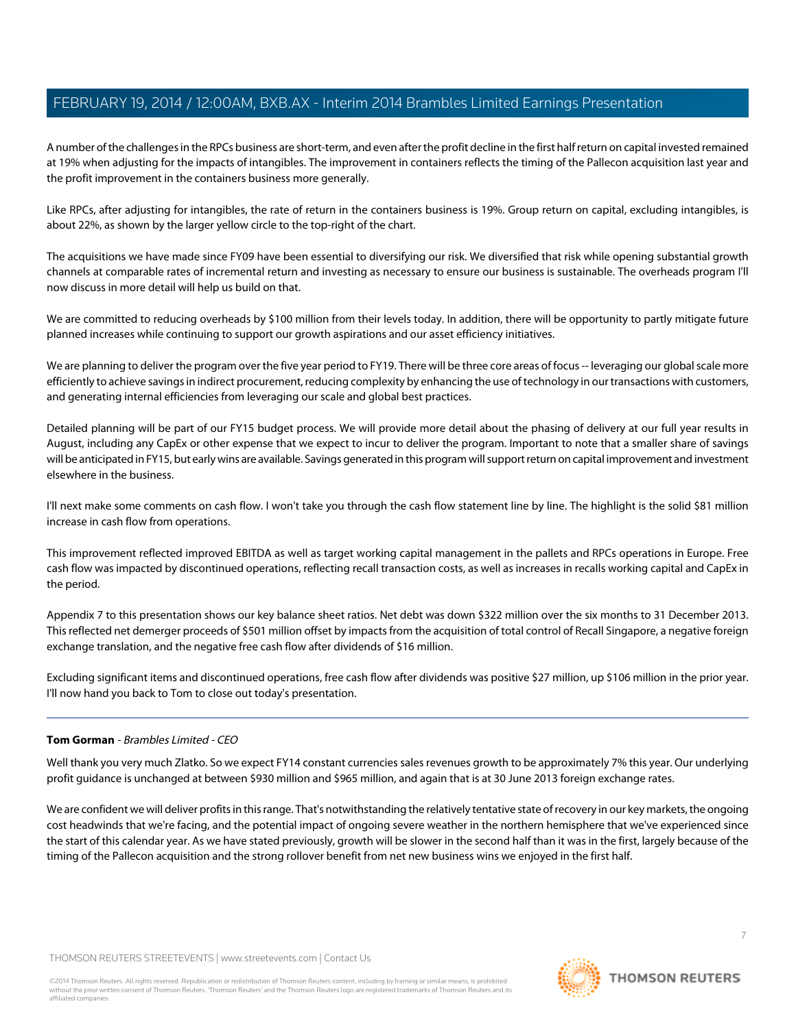A number of the challenges in the RPCs business are short-term, and even after the profit decline in the first half return on capital invested remained at 19% when adjusting for the impacts of intangibles. The improvement in containers reflects the timing of the Pallecon acquisition last year and the profit improvement in the containers business more generally.

Like RPCs, after adjusting for intangibles, the rate of return in the containers business is 19%. Group return on capital, excluding intangibles, is about 22%, as shown by the larger yellow circle to the top-right of the chart.

The acquisitions we have made since FY09 have been essential to diversifying our risk. We diversified that risk while opening substantial growth channels at comparable rates of incremental return and investing as necessary to ensure our business is sustainable. The overheads program I'll now discuss in more detail will help us build on that.

We are committed to reducing overheads by $100 million from their levels today. In addition, there will be opportunity to partly mitigate future planned increases while continuing to support our growth aspirations and our asset efficiency initiatives.

We are planning to deliver the program over the five year period to FY19. There will be three core areas of focus -- leveraging our global scale more efficiently to achieve savings in indirect procurement, reducing complexity by enhancing the use of technology in our transactions with customers, and generating internal efficiencies from leveraging our scale and global best practices.

Detailed planning will be part of our FY15 budget process. We will provide more detail about the phasing of delivery at our full year results in August, including any CapEx or other expense that we expect to incur to deliver the program. Important to note that a smaller share of savings will be anticipated in FY15, but early wins are available. Savings generated in this program will support return on capital improvement and investment elsewhere in the business.

I'll next make some comments on cash flow. I won't take you through the cash flow statement line by line. The highlight is the solid $81 million increase in cash flow from operations.

This improvement reflected improved EBITDA as well as target working capital management in the pallets and RPCs operations in Europe. Free cash flow was impacted by discontinued operations, reflecting recall transaction costs, as well as increases in recalls working capital and CapEx in the period.

Appendix 7 to this presentation shows our key balance sheet ratios. Net debt was down $322 million over the six months to 31 December 2013. This reflected net demerger proceeds of $501 million offset by impacts from the acquisition of total control of Recall Singapore, a negative foreign exchange translation, and the negative free cash flow after dividends of $16 million.

Excluding significant items and discontinued operations, free cash flow after dividends was positive $27 million, up $106 million in the prior year. I'll now hand you back to Tom to close out today's presentation.

---

**Tom Gorman** - *Brambles Limited - CEO*

Well thank you very much Zlatko. So we expect FY14 constant currencies sales revenues growth to be approximately 7% this year. Our underlying profit guidance is unchanged at between $930 million and $965 million, and again that is at 30 June 2013 foreign exchange rates.

We are confident we will deliver profits in this range. That's notwithstanding the relatively tentative state of recovery in our key markets, the ongoing cost headwinds that we're facing, and the potential impact of ongoing severe weather in the northern hemisphere that we've experienced since the start of this calendar year. As we have stated previously, growth will be slower in the second half than it was in the first, largely because of the timing of the Pallecon acquisition and the strong rollover benefit from net new business wins we enjoyed in the first half.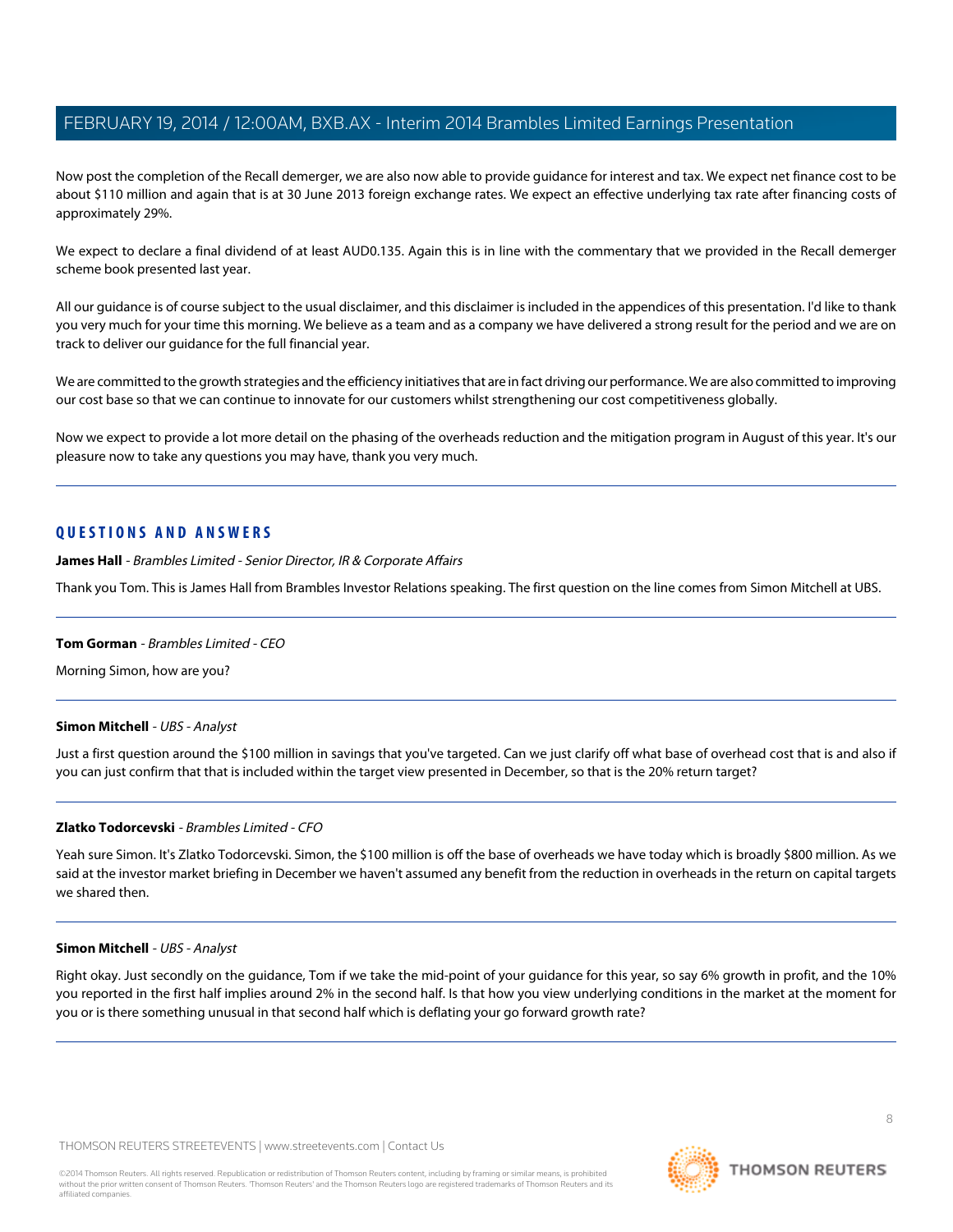Now post the completion of the Recall demerger, we are also now able to provide guidance for interest and tax. We expect net finance cost to be about $110 million and again that is at 30 June 2013 foreign exchange rates. We expect an effective underlying tax rate after financing costs of approximately 29%.

We expect to declare a final dividend of at least AUD0.135. Again this is in line with the commentary that we provided in the Recall demerger scheme book presented last year.

All our guidance is of course subject to the usual disclaimer, and this disclaimer is included in the appendices of this presentation. I'd like to thank you very much for your time this morning. We believe as a team and as a company we have delivered a strong result for the period and we are on track to deliver our guidance for the full financial year.

We are committed to the growth strategies and the efficiency initiatives that are in fact driving our performance. We are also committed to improving our cost base so that we can continue to innovate for our customers whilst strengthening our cost competitiveness globally.

Now we expect to provide a lot more detail on the phasing of the overheads reduction and the mitigation program in August of this year. It's our pleasure now to take any questions you may have, thank you very much.

---

## QUESTIONS AND ANSWERS

**James Hall** - *Brambles Limited - Senior Director, IR & Corporate Affairs*

Thank you Tom. This is James Hall from Brambles Investor Relations speaking. The first question on the line comes from Simon Mitchell at UBS.

---

**Tom Gorman** - *Brambles Limited - CEO*

Morning Simon, how are you?

---

**Simon Mitchell** - *UBS - Analyst*

Just a first question around the $100 million in savings that you've targeted. Can we just clarify off what base of overhead cost that is and also if you can just confirm that that is included within the target view presented in December, so that is the 20% return target?

---

**Zlatko Todorcevski** - *Brambles Limited - CFO*

Yeah sure Simon. It's Zlatko Todorcevski. Simon, the $100 million is off the base of overheads we have today which is broadly $800 million. As we said at the investor market briefing in December we haven't assumed any benefit from the reduction in overheads in the return on capital targets we shared then.

---

**Simon Mitchell** - *UBS - Analyst*

Right okay. Just secondly on the guidance, Tom if we take the mid-point of your guidance for this year, so say 6% growth in profit, and the 10% you reported in the first half implies around 2% in the second half. Is that how you view underlying conditions in the market at the moment for you or is there something unusual in that second half which is deflating your go forward growth rate?

---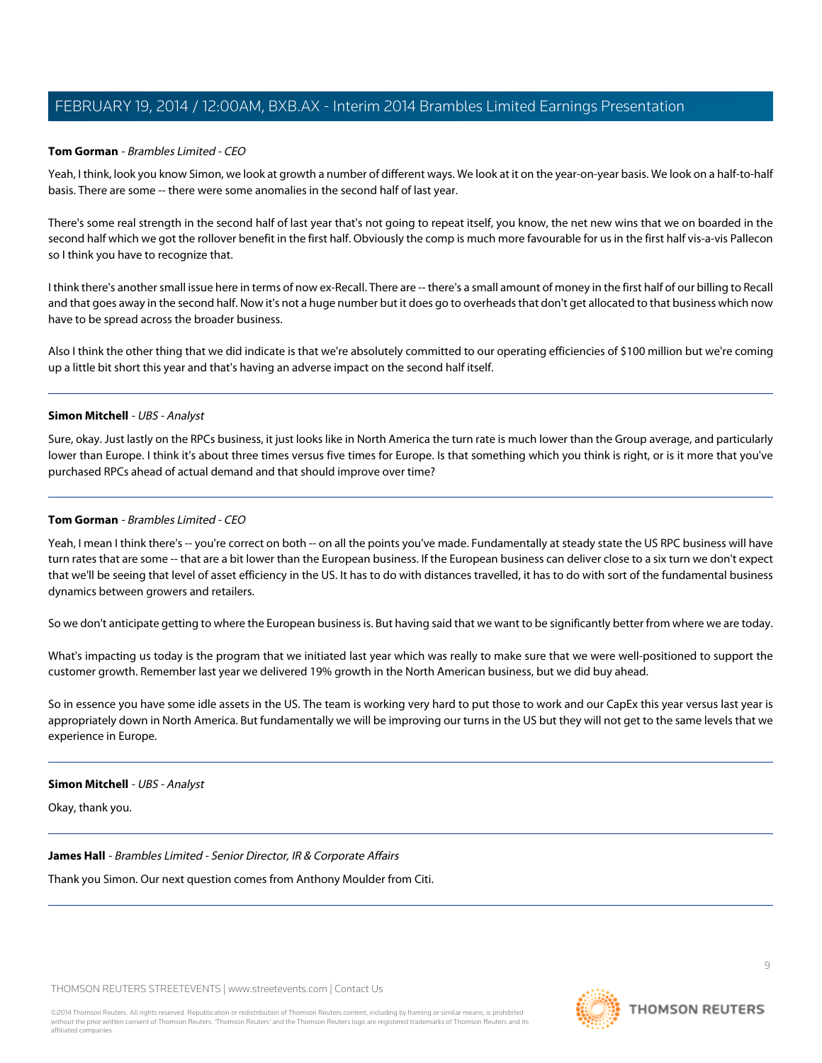**Tom Gorman** - *Brambles Limited - CEO*

Yeah, I think, look you know Simon, we look at growth a number of different ways. We look at it on the year-on-year basis. We look on a half-to-half basis. There are some -- there were some anomalies in the second half of last year.

There's some real strength in the second half of last year that's not going to repeat itself, you know, the net new wins that we on boarded in the second half which we got the rollover benefit in the first half. Obviously the comp is much more favourable for us in the first half vis-a-vis Pallecon so I think you have to recognize that.

I think there's another small issue here in terms of now ex-Recall. There are -- there's a small amount of money in the first half of our billing to Recall and that goes away in the second half. Now it's not a huge number but it does go to overheads that don't get allocated to that business which now have to be spread across the broader business.

Also I think the other thing that we did indicate is that we're absolutely committed to our operating efficiencies of $100 million but we're coming up a little bit short this year and that's having an adverse impact on the second half itself.

---

**Simon Mitchell** - *UBS - Analyst*

Sure, okay. Just lastly on the RPCs business, it just looks like in North America the turn rate is much lower than the Group average, and particularly lower than Europe. I think it's about three times versus five times for Europe. Is that something which you think is right, or is it more that you've purchased RPCs ahead of actual demand and that should improve over time?

---

**Tom Gorman** - *Brambles Limited - CEO*

Yeah, I mean I think there's -- you're correct on both -- on all the points you've made. Fundamentally at steady state the US RPC business will have turn rates that are some -- that are a bit lower than the European business. If the European business can deliver close to a six turn we don't expect that we'll be seeing that level of asset efficiency in the US. It has to do with distances travelled, it has to do with sort of the fundamental business dynamics between growers and retailers.

So we don't anticipate getting to where the European business is. But having said that we want to be significantly better from where we are today.

What's impacting us today is the program that we initiated last year which was really to make sure that we were well-positioned to support the customer growth. Remember last year we delivered 19% growth in the North American business, but we did buy ahead.

So in essence you have some idle assets in the US. The team is working very hard to put those to work and our CapEx this year versus last year is appropriately down in North America. But fundamentally we will be improving our turns in the US but they will not get to the same levels that we experience in Europe.

---

**Simon Mitchell** - *UBS - Analyst*

Okay, thank you.

---

**James Hall** - *Brambles Limited - Senior Director, IR & Corporate Affairs*

Thank you Simon. Our next question comes from Anthony Moulder from Citi.

---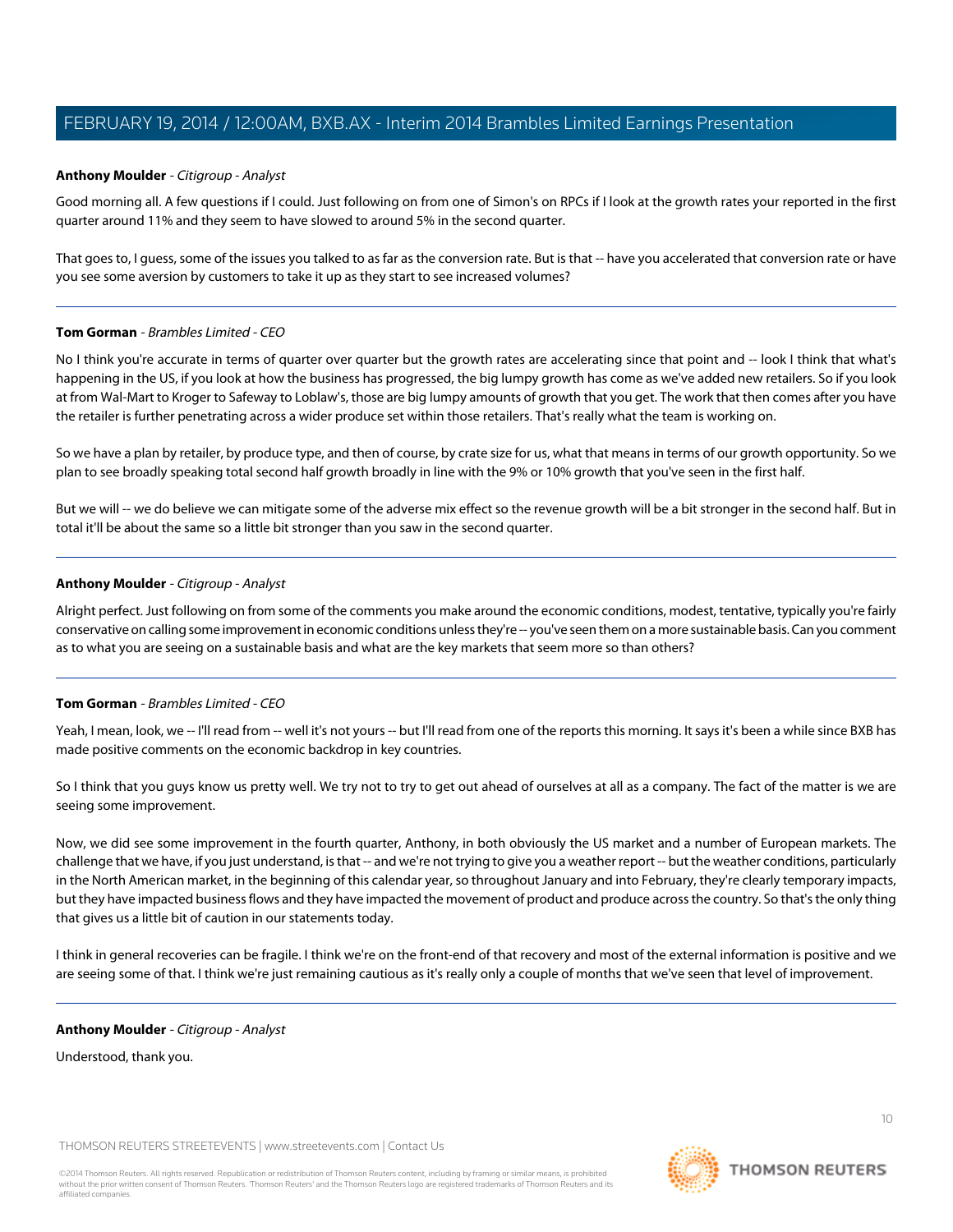**Anthony Moulder** - *Citigroup - Analyst*

Good morning all. A few questions if I could. Just following on from one of Simon's on RPCs if I look at the growth rates your reported in the first quarter around 11% and they seem to have slowed to around 5% in the second quarter.

That goes to, I guess, some of the issues you talked to as far as the conversion rate. But is that -- have you accelerated that conversion rate or have you see some aversion by customers to take it up as they start to see increased volumes?

---

**Tom Gorman** - *Brambles Limited - CEO*

No I think you're accurate in terms of quarter over quarter but the growth rates are accelerating since that point and -- look I think that what's happening in the US, if you look at how the business has progressed, the big lumpy growth has come as we've added new retailers. So if you look at from Wal-Mart to Kroger to Safeway to Loblaw's, those are big lumpy amounts of growth that you get. The work that then comes after you have the retailer is further penetrating across a wider produce set within those retailers. That's really what the team is working on.

So we have a plan by retailer, by produce type, and then of course, by crate size for us, what that means in terms of our growth opportunity. So we plan to see broadly speaking total second half growth broadly in line with the 9% or 10% growth that you've seen in the first half.

But we will -- we do believe we can mitigate some of the adverse mix effect so the revenue growth will be a bit stronger in the second half. But in total it'll be about the same so a little bit stronger than you saw in the second quarter.

---

**Anthony Moulder** - *Citigroup - Analyst*

Alright perfect. Just following on from some of the comments you make around the economic conditions, modest, tentative, typically you're fairly conservative on calling some improvement in economic conditions unless they're -- you've seen them on a more sustainable basis. Can you comment as to what you are seeing on a sustainable basis and what are the key markets that seem more so than others?

---

**Tom Gorman** - *Brambles Limited - CEO*

Yeah, I mean, look, we -- I'll read from -- well it's not yours -- but I'll read from one of the reports this morning. It says it's been a while since BXB has made positive comments on the economic backdrop in key countries.

So I think that you guys know us pretty well. We try not to try to get out ahead of ourselves at all as a company. The fact of the matter is we are seeing some improvement.

Now, we did see some improvement in the fourth quarter, Anthony, in both obviously the US market and a number of European markets. The challenge that we have, if you just understand, is that -- and we're not trying to give you a weather report -- but the weather conditions, particularly in the North American market, in the beginning of this calendar year, so throughout January and into February, they're clearly temporary impacts, but they have impacted business flows and they have impacted the movement of product and produce across the country. So that's the only thing that gives us a little bit of caution in our statements today.

I think in general recoveries can be fragile. I think we're on the front-end of that recovery and most of the external information is positive and we are seeing some of that. I think we're just remaining cautious as it's really only a couple of months that we've seen that level of improvement.

---

**Anthony Moulder** - *Citigroup - Analyst*

Understood, thank you.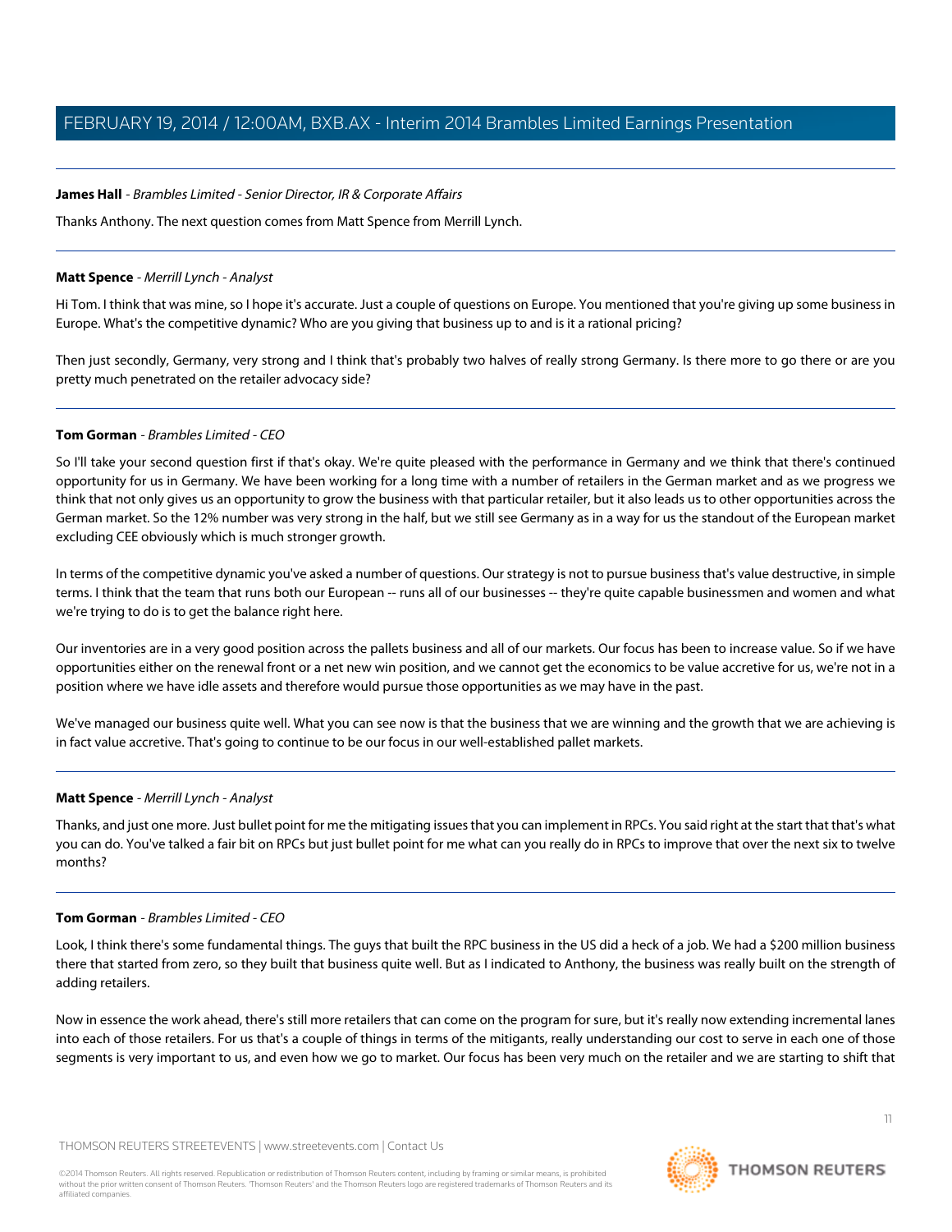**James Hall** - *Brambles Limited - Senior Director, IR & Corporate Affairs*

Thanks Anthony. The next question comes from Matt Spence from Merrill Lynch.

---

**Matt Spence** - *Merrill Lynch - Analyst*

Hi Tom. I think that was mine, so I hope it's accurate. Just a couple of questions on Europe. You mentioned that you're giving up some business in Europe. What's the competitive dynamic? Who are you giving that business up to and is it a rational pricing?

Then just secondly, Germany, very strong and I think that's probably two halves of really strong Germany. Is there more to go there or are you pretty much penetrated on the retailer advocacy side?

---

**Tom Gorman** - *Brambles Limited - CEO*

So I'll take your second question first if that's okay. We're quite pleased with the performance in Germany and we think that there's continued opportunity for us in Germany. We have been working for a long time with a number of retailers in the German market and as we progress we think that not only gives us an opportunity to grow the business with that particular retailer, but it also leads us to other opportunities across the German market. So the 12% number was very strong in the half, but we still see Germany as in a way for us the standout of the European market excluding CEE obviously which is much stronger growth.

In terms of the competitive dynamic you've asked a number of questions. Our strategy is not to pursue business that's value destructive, in simple terms. I think that the team that runs both our European -- runs all of our businesses -- they're quite capable businessmen and women and what we're trying to do is to get the balance right here.

Our inventories are in a very good position across the pallets business and all of our markets. Our focus has been to increase value. So if we have opportunities either on the renewal front or a net new win position, and we cannot get the economics to be value accretive for us, we're not in a position where we have idle assets and therefore would pursue those opportunities as we may have in the past.

We've managed our business quite well. What you can see now is that the business that we are winning and the growth that we are achieving is in fact value accretive. That's going to continue to be our focus in our well-established pallet markets.

---

**Matt Spence** - *Merrill Lynch - Analyst*

Thanks, and just one more. Just bullet point for me the mitigating issues that you can implement in RPCs. You said right at the start that that's what you can do. You've talked a fair bit on RPCs but just bullet point for me what can you really do in RPCs to improve that over the next six to twelve months?

---

**Tom Gorman** - *Brambles Limited - CEO*

Look, I think there's some fundamental things. The guys that built the RPC business in the US did a heck of a job. We had a $200 million business there that started from zero, so they built that business quite well. But as I indicated to Anthony, the business was really built on the strength of adding retailers.

Now in essence the work ahead, there's still more retailers that can come on the program for sure, but it's really now extending incremental lanes into each of those retailers. For us that's a couple of things in terms of the mitigants, really understanding our cost to serve in each one of those segments is very important to us, and even how we go to market. Our focus has been very much on the retailer and we are starting to shift that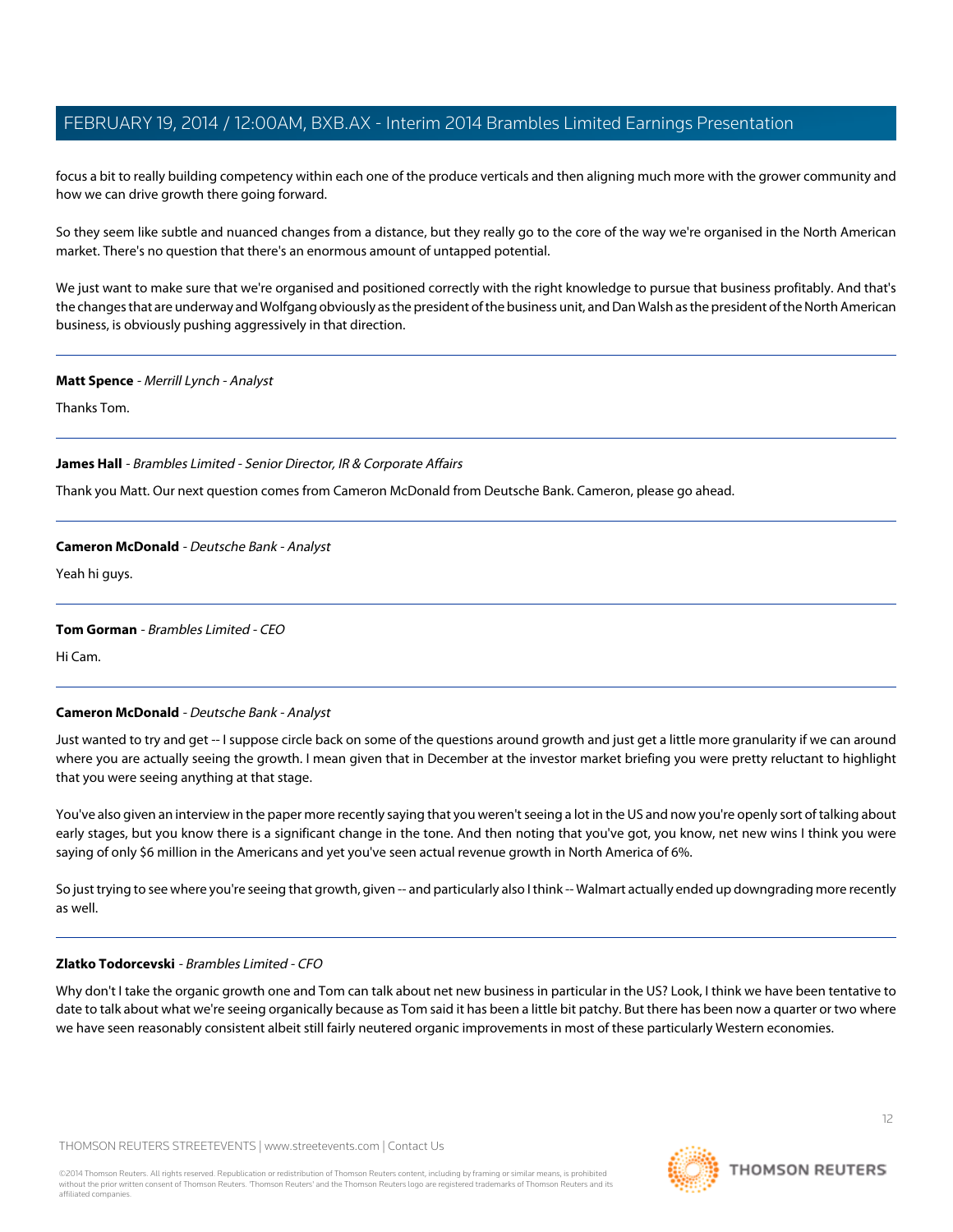focus a bit to really building competency within each one of the produce verticals and then aligning much more with the grower community and how we can drive growth there going forward.

So they seem like subtle and nuanced changes from a distance, but they really go to the core of the way we're organised in the North American market. There's no question that there's an enormous amount of untapped potential.

We just want to make sure that we're organised and positioned correctly with the right knowledge to pursue that business profitably. And that's the changes that are underway and Wolfgang obviously as the president of the business unit, and Dan Walsh as the president of the North American business, is obviously pushing aggressively in that direction.

---

**Matt Spence** - *Merrill Lynch - Analyst*

Thanks Tom.

---

**James Hall** - *Brambles Limited - Senior Director, IR & Corporate Affairs*

Thank you Matt. Our next question comes from Cameron McDonald from Deutsche Bank. Cameron, please go ahead.

---

**Cameron McDonald** - *Deutsche Bank - Analyst*

Yeah hi guys.

---

**Tom Gorman** - *Brambles Limited - CEO*

Hi Cam.

---

**Cameron McDonald** - *Deutsche Bank - Analyst*

Just wanted to try and get -- I suppose circle back on some of the questions around growth and just get a little more granularity if we can around where you are actually seeing the growth. I mean given that in December at the investor market briefing you were pretty reluctant to highlight that you were seeing anything at that stage.

You've also given an interview in the paper more recently saying that you weren't seeing a lot in the US and now you're openly sort of talking about early stages, but you know there is a significant change in the tone. And then noting that you've got, you know, net new wins I think you were saying of only $6 million in the Americans and yet you've seen actual revenue growth in North America of 6%.

So just trying to see where you're seeing that growth, given -- and particularly also I think -- Walmart actually ended up downgrading more recently as well.

---

**Zlatko Todorcevski** - *Brambles Limited - CFO*

Why don't I take the organic growth one and Tom can talk about net new business in particular in the US? Look, I think we have been tentative to date to talk about what we're seeing organically because as Tom said it has been a little bit patchy. But there has been now a quarter or two where we have seen reasonably consistent albeit still fairly neutered organic improvements in most of these particularly Western economies.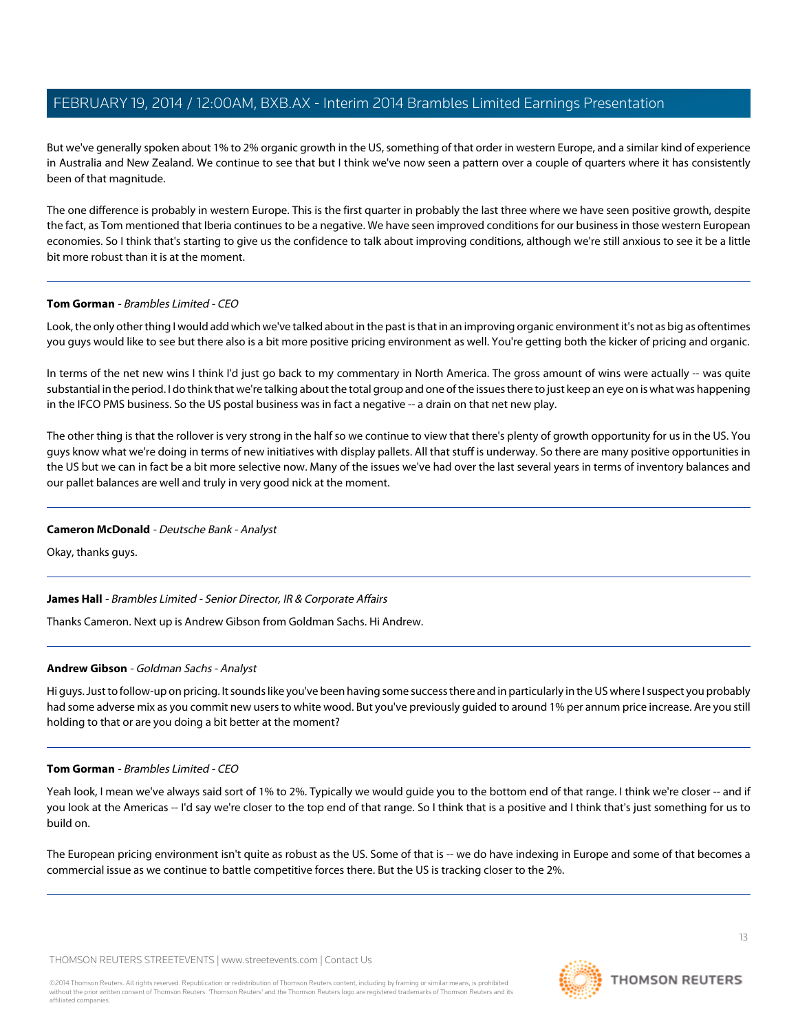But we've generally spoken about 1% to 2% organic growth in the US, something of that order in western Europe, and a similar kind of experience in Australia and New Zealand. We continue to see that but I think we've now seen a pattern over a couple of quarters where it has consistently been of that magnitude.

The one difference is probably in western Europe. This is the first quarter in probably the last three where we have seen positive growth, despite the fact, as Tom mentioned that Iberia continues to be a negative. We have seen improved conditions for our business in those western European economies. So I think that's starting to give us the confidence to talk about improving conditions, although we're still anxious to see it be a little bit more robust than it is at the moment.

---

**Tom Gorman** - *Brambles Limited - CEO*

Look, the only other thing I would add which we've talked about in the past is that in an improving organic environment it's not as big as oftentimes you guys would like to see but there also is a bit more positive pricing environment as well. You're getting both the kicker of pricing and organic.

In terms of the net new wins I think I'd just go back to my commentary in North America. The gross amount of wins were actually -- was quite substantial in the period. I do think that we're talking about the total group and one of the issues there to just keep an eye on is what was happening in the IFCO PMS business. So the US postal business was in fact a negative -- a drain on that net new play.

The other thing is that the rollover is very strong in the half so we continue to view that there's plenty of growth opportunity for us in the US. You guys know what we're doing in terms of new initiatives with display pallets. All that stuff is underway. So there are many positive opportunities in the US but we can in fact be a bit more selective now. Many of the issues we've had over the last several years in terms of inventory balances and our pallet balances are well and truly in very good nick at the moment.

---

**Cameron McDonald** - *Deutsche Bank - Analyst*

Okay, thanks guys.

---

**James Hall** - *Brambles Limited - Senior Director, IR & Corporate Affairs*

Thanks Cameron. Next up is Andrew Gibson from Goldman Sachs. Hi Andrew.

---

**Andrew Gibson** - *Goldman Sachs - Analyst*

Hi guys. Just to follow-up on pricing. It sounds like you've been having some success there and in particularly in the US where I suspect you probably had some adverse mix as you commit new users to white wood. But you've previously guided to around 1% per annum price increase. Are you still holding to that or are you doing a bit better at the moment?

---

**Tom Gorman** - *Brambles Limited - CEO*

Yeah look, I mean we've always said sort of 1% to 2%. Typically we would guide you to the bottom end of that range. I think we're closer -- and if you look at the Americas -- I'd say we're closer to the top end of that range. So I think that is a positive and I think that's just something for us to build on.

The European pricing environment isn't quite as robust as the US. Some of that is -- we do have indexing in Europe and some of that becomes a commercial issue as we continue to battle competitive forces there. But the US is tracking closer to the 2%.

---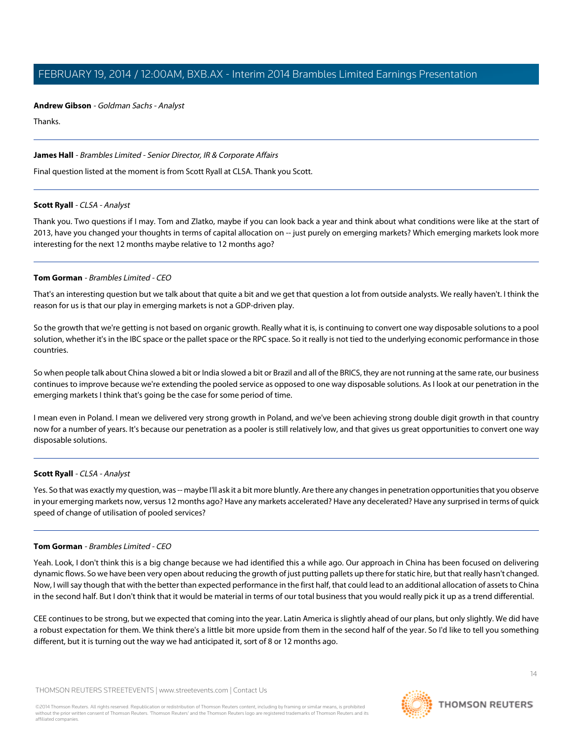**Andrew Gibson** - *Goldman Sachs - Analyst*

Thanks.

---

**James Hall** - *Brambles Limited - Senior Director, IR & Corporate Affairs*

Final question listed at the moment is from Scott Ryall at CLSA. Thank you Scott.

---

**Scott Ryall** - *CLSA - Analyst*

Thank you. Two questions if I may. Tom and Zlatko, maybe if you can look back a year and think about what conditions were like at the start of 2013, have you changed your thoughts in terms of capital allocation on -- just purely on emerging markets? Which emerging markets look more interesting for the next 12 months maybe relative to 12 months ago?

---

**Tom Gorman** - *Brambles Limited - CEO*

That's an interesting question but we talk about that quite a bit and we get that question a lot from outside analysts. We really haven't. I think the reason for us is that our play in emerging markets is not a GDP-driven play.

So the growth that we're getting is not based on organic growth. Really what it is, is continuing to convert one way disposable solutions to a pool solution, whether it's in the IBC space or the pallet space or the RPC space. So it really is not tied to the underlying economic performance in those countries.

So when people talk about China slowed a bit or India slowed a bit or Brazil and all of the BRICS, they are not running at the same rate, our business continues to improve because we're extending the pooled service as opposed to one way disposable solutions. As I look at our penetration in the emerging markets I think that's going be the case for some period of time.

I mean even in Poland. I mean we delivered very strong growth in Poland, and we've been achieving strong double digit growth in that country now for a number of years. It's because our penetration as a pooler is still relatively low, and that gives us great opportunities to convert one way disposable solutions.

---

**Scott Ryall** - *CLSA - Analyst*

Yes. So that was exactly my question, was -- maybe I'll ask it a bit more bluntly. Are there any changes in penetration opportunities that you observe in your emerging markets now, versus 12 months ago? Have any markets accelerated? Have any decelerated? Have any surprised in terms of quick speed of change of utilisation of pooled services?

---

**Tom Gorman** - *Brambles Limited - CEO*

Yeah. Look, I don't think this is a big change because we had identified this a while ago. Our approach in China has been focused on delivering dynamic flows. So we have been very open about reducing the growth of just putting pallets up there for static hire, but that really hasn't changed. Now, I will say though that with the better than expected performance in the first half, that could lead to an additional allocation of assets to China in the second half. But I don't think that it would be material in terms of our total business that you would really pick it up as a trend differential.

CEE continues to be strong, but we expected that coming into the year. Latin America is slightly ahead of our plans, but only slightly. We did have a robust expectation for them. We think there's a little bit more upside from them in the second half of the year. So I'd like to tell you something different, but it is turning out the way we had anticipated it, sort of 8 or 12 months ago.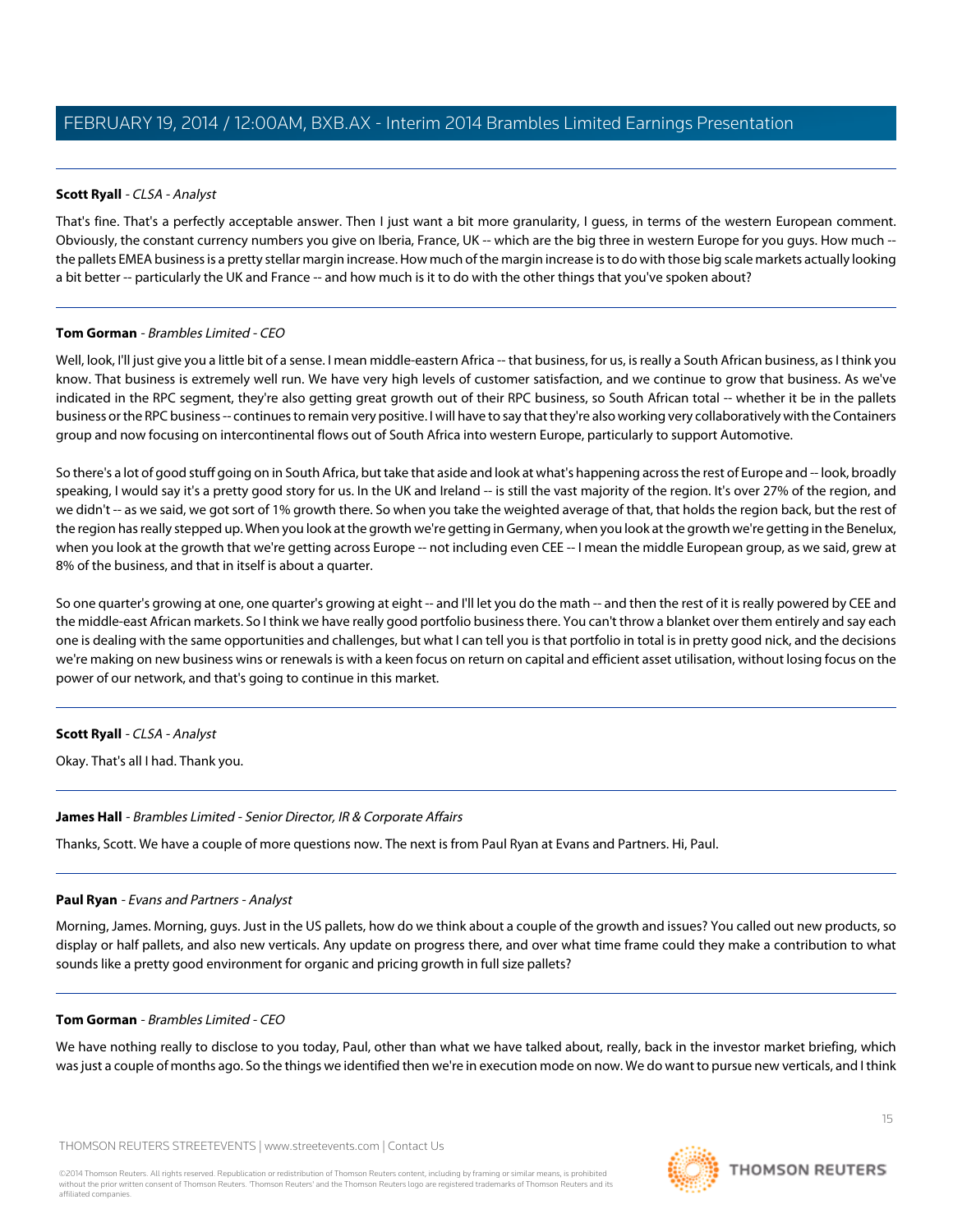**Scott Ryall** - *CLSA - Analyst*

That's fine. That's a perfectly acceptable answer. Then I just want a bit more granularity, I guess, in terms of the western European comment. Obviously, the constant currency numbers you give on Iberia, France, UK -- which are the big three in western Europe for you guys. How much -- the pallets EMEA business is a pretty stellar margin increase. How much of the margin increase is to do with those big scale markets actually looking a bit better -- particularly the UK and France -- and how much is it to do with the other things that you've spoken about?

---

**Tom Gorman** - *Brambles Limited - CEO*

Well, look, I'll just give you a little bit of a sense. I mean middle-eastern Africa -- that business, for us, is really a South African business, as I think you know. That business is extremely well run. We have very high levels of customer satisfaction, and we continue to grow that business. As we've indicated in the RPC segment, they're also getting great growth out of their RPC business, so South African total -- whether it be in the pallets business or the RPC business -- continues to remain very positive. I will have to say that they're also working very collaboratively with the Containers group and now focusing on intercontinental flows out of South Africa into western Europe, particularly to support Automotive.

So there's a lot of good stuff going on in South Africa, but take that aside and look at what's happening across the rest of Europe and -- look, broadly speaking, I would say it's a pretty good story for us. In the UK and Ireland -- is still the vast majority of the region. It's over 27% of the region, and we didn't -- as we said, we got sort of 1% growth there. So when you take the weighted average of that, that holds the region back, but the rest of the region has really stepped up. When you look at the growth we're getting in Germany, when you look at the growth we're getting in the Benelux, when you look at the growth that we're getting across Europe -- not including even CEE -- I mean the middle European group, as we said, grew at 8% of the business, and that in itself is about a quarter.

So one quarter's growing at one, one quarter's growing at eight -- and I'll let you do the math -- and then the rest of it is really powered by CEE and the middle-east African markets. So I think we have really good portfolio business there. You can't throw a blanket over them entirely and say each one is dealing with the same opportunities and challenges, but what I can tell you is that portfolio in total is in pretty good nick, and the decisions we're making on new business wins or renewals is with a keen focus on return on capital and efficient asset utilisation, without losing focus on the power of our network, and that's going to continue in this market.

---

**Scott Ryall** - *CLSA - Analyst*

Okay. That's all I had. Thank you.

---

**James Hall** - *Brambles Limited - Senior Director, IR & Corporate Affairs*

Thanks, Scott. We have a couple of more questions now. The next is from Paul Ryan at Evans and Partners. Hi, Paul.

---

**Paul Ryan** - *Evans and Partners - Analyst*

Morning, James. Morning, guys. Just in the US pallets, how do we think about a couple of the growth and issues? You called out new products, so display or half pallets, and also new verticals. Any update on progress there, and over what time frame could they make a contribution to what sounds like a pretty good environment for organic and pricing growth in full size pallets?

---

**Tom Gorman** - *Brambles Limited - CEO*

We have nothing really to disclose to you today, Paul, other than what we have talked about, really, back in the investor market briefing, which was just a couple of months ago. So the things we identified then we're in execution mode on now. We do want to pursue new verticals, and I think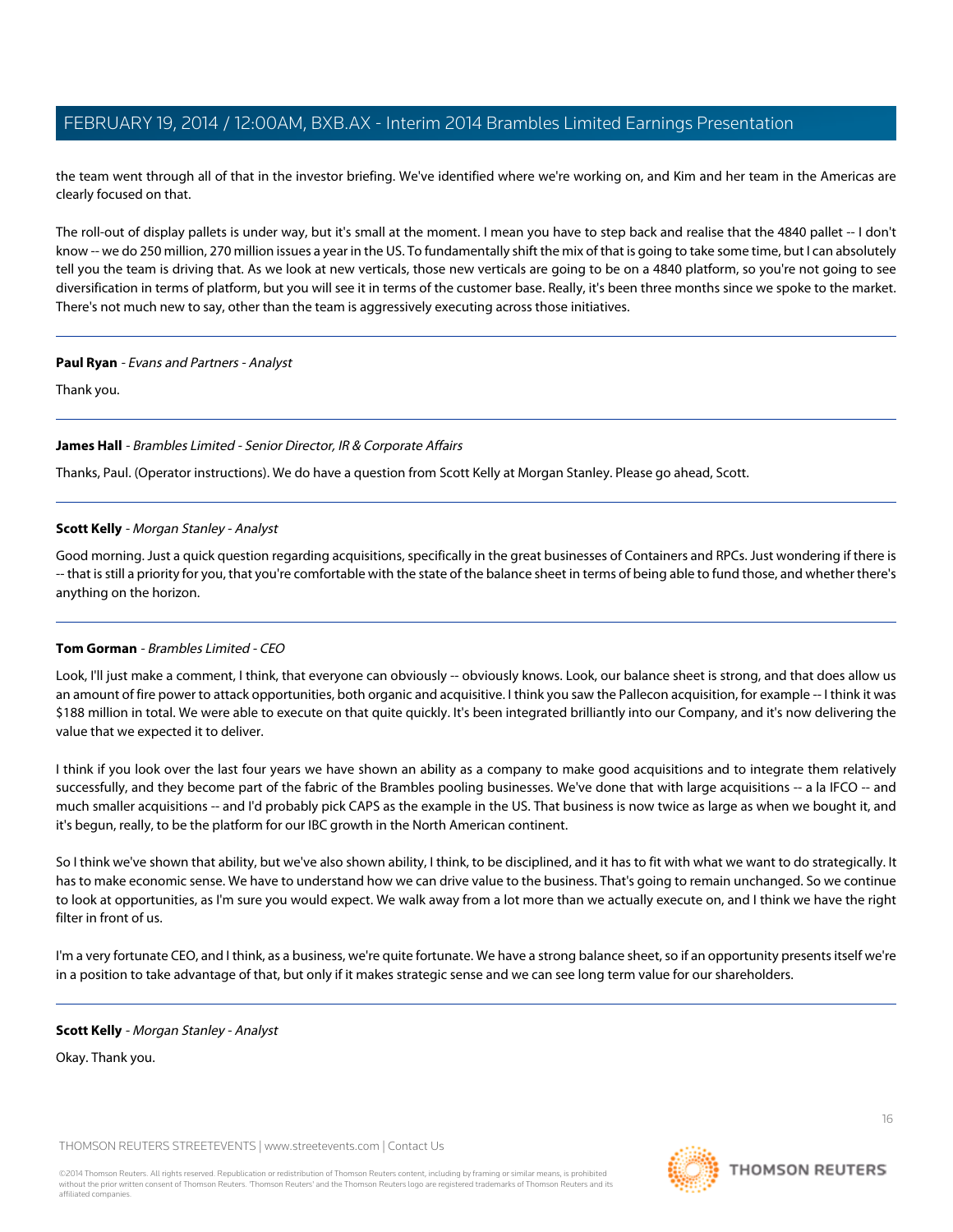the team went through all of that in the investor briefing. We've identified where we're working on, and Kim and her team in the Americas are clearly focused on that.

The roll-out of display pallets is under way, but it's small at the moment. I mean you have to step back and realise that the 4840 pallet -- I don't know -- we do 250 million, 270 million issues a year in the US. To fundamentally shift the mix of that is going to take some time, but I can absolutely tell you the team is driving that. As we look at new verticals, those new verticals are going to be on a 4840 platform, so you're not going to see diversification in terms of platform, but you will see it in terms of the customer base. Really, it's been three months since we spoke to the market. There's not much new to say, other than the team is aggressively executing across those initiatives.

---

**Paul Ryan** - *Evans and Partners - Analyst*

Thank you.

---

**James Hall** - *Brambles Limited - Senior Director, IR & Corporate Affairs*

Thanks, Paul. (Operator instructions). We do have a question from Scott Kelly at Morgan Stanley. Please go ahead, Scott.

---

**Scott Kelly** - *Morgan Stanley - Analyst*

Good morning. Just a quick question regarding acquisitions, specifically in the great businesses of Containers and RPCs. Just wondering if there is -- that is still a priority for you, that you're comfortable with the state of the balance sheet in terms of being able to fund those, and whether there's anything on the horizon.

---

**Tom Gorman** - *Brambles Limited - CEO*

Look, I'll just make a comment, I think, that everyone can obviously -- obviously knows. Look, our balance sheet is strong, and that does allow us an amount of fire power to attack opportunities, both organic and acquisitive. I think you saw the Pallecon acquisition, for example -- I think it was $188 million in total. We were able to execute on that quite quickly. It's been integrated brilliantly into our Company, and it's now delivering the value that we expected it to deliver.

I think if you look over the last four years we have shown an ability as a company to make good acquisitions and to integrate them relatively successfully, and they become part of the fabric of the Brambles pooling businesses. We've done that with large acquisitions -- a la IFCO -- and much smaller acquisitions -- and I'd probably pick CAPS as the example in the US. That business is now twice as large as when we bought it, and it's begun, really, to be the platform for our IBC growth in the North American continent.

So I think we've shown that ability, but we've also shown ability, I think, to be disciplined, and it has to fit with what we want to do strategically. It has to make economic sense. We have to understand how we can drive value to the business. That's going to remain unchanged. So we continue to look at opportunities, as I'm sure you would expect. We walk away from a lot more than we actually execute on, and I think we have the right filter in front of us.

I'm a very fortunate CEO, and I think, as a business, we're quite fortunate. We have a strong balance sheet, so if an opportunity presents itself we're in a position to take advantage of that, but only if it makes strategic sense and we can see long term value for our shareholders.

---

**Scott Kelly** - *Morgan Stanley - Analyst*

Okay. Thank you.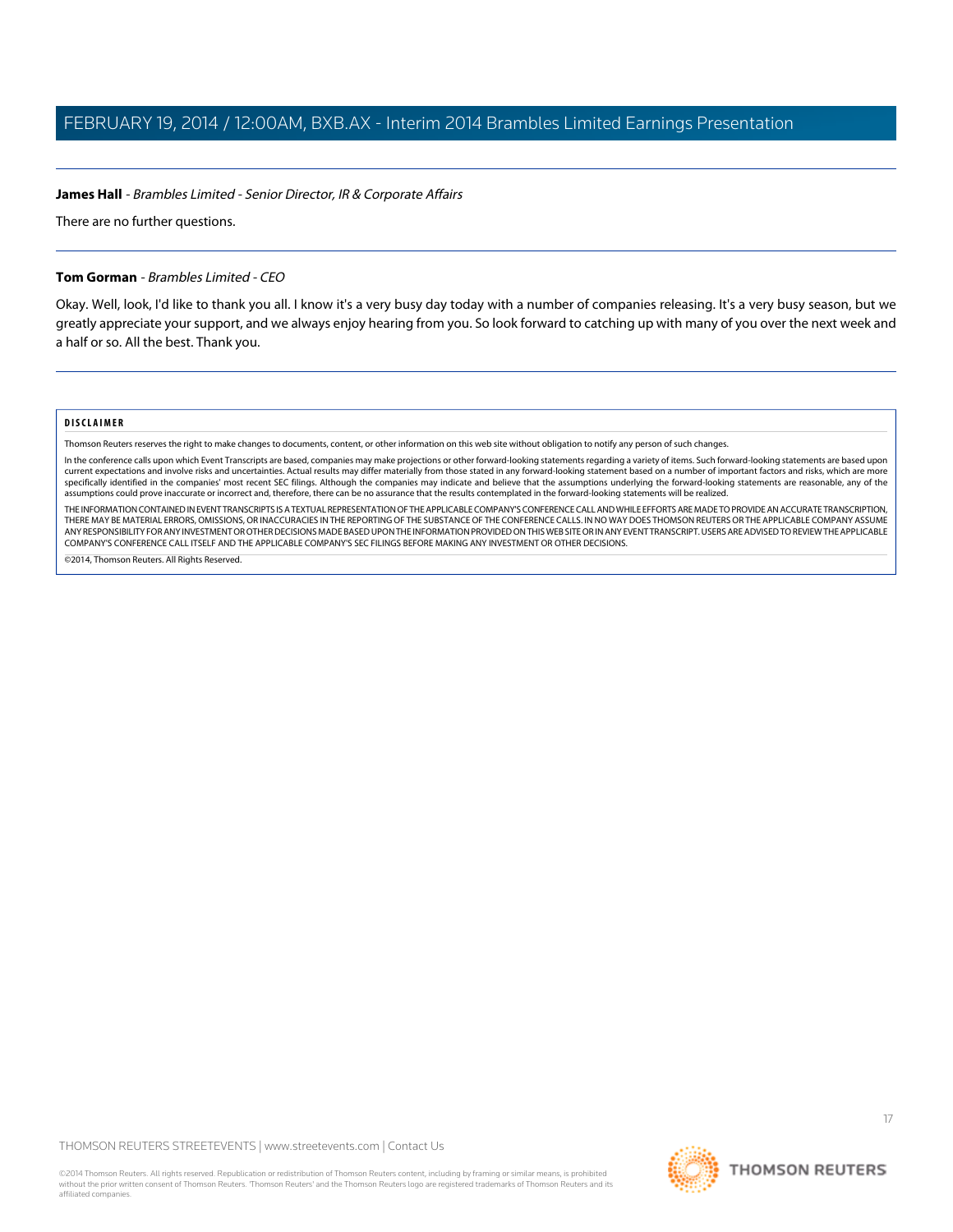**James Hall** - *Brambles Limited - Senior Director, IR & Corporate Affairs*

There are no further questions.

---

**Tom Gorman** - *Brambles Limited - CEO*

Okay. Well, look, I'd like to thank you all. I know it's a very busy day today with a number of companies releasing. It's a very busy season, but we greatly appreciate your support, and we always enjoy hearing from you. So look forward to catching up with many of you over the next week and a half or so. All the best. Thank you.

---

**DISCLAIMER**

Thomson Reuters reserves the right to make changes to documents, content, or other information on this web site without obligation to notify any person of such changes.

In the conference calls upon which Event Transcripts are based, companies may make projections or other forward-looking statements regarding a variety of items. Such forward-looking statements are based upon current expectations and involve risks and uncertainties. Actual results may differ materially from those stated in any forward-looking statement based on a number of important factors and risks, which are more specifically identified in the companies' most recent SEC filings. Although the companies may indicate and believe that the assumptions underlying the forward-looking statements are reasonable, any of the assumptions could prove inaccurate or incorrect and, therefore, there can be no assurance that the results contemplated in the forward-looking statements will be realized.

THE INFORMATION CONTAINED IN EVENT TRANSCRIPTS IS A TEXTUAL REPRESENTATION OF THE APPLICABLE COMPANY'S CONFERENCE CALL AND WHILE EFFORTS ARE MADE TO PROVIDE AN ACCURATE TRANSCRIPTION, THERE MAY BE MATERIAL ERRORS, OMISSIONS, OR INACCURACIES IN THE REPORTING OF THE SUBSTANCE OF THE CONFERENCE CALLS. IN NO WAY DOES THOMSON REUTERS OR THE APPLICABLE COMPANY ASSUME ANY RESPONSIBILITY FOR ANY INVESTMENT OR OTHER DECISIONS MADE BASED UPON THE INFORMATION PROVIDED ON THIS WEB SITE OR IN ANY EVENT TRANSCRIPT. USERS ARE ADVISED TO REVIEW THE APPLICABLE COMPANY'S CONFERENCE CALL ITSELF AND THE APPLICABLE COMPANY'S SEC FILINGS BEFORE MAKING ANY INVESTMENT OR OTHER DECISIONS.

©2014, Thomson Reuters. All Rights Reserved.